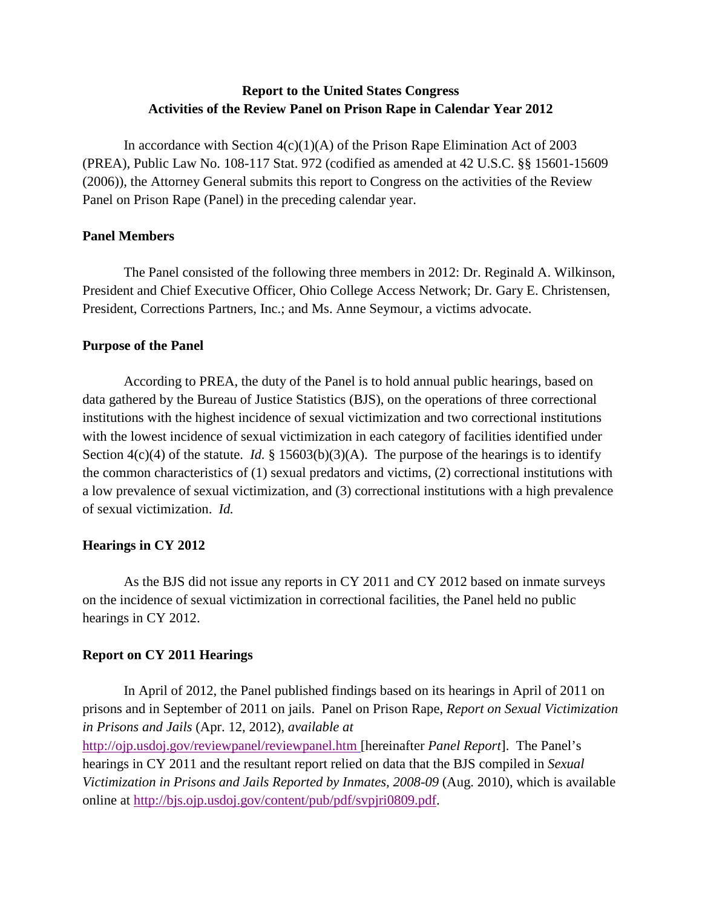# Report to the United States Congress
## Activities of the Review Panel on Prison Rape in Calendar Year 2012

In accordance with Section 4(c)(1)(A) of the Prison Rape Elimination Act of 2003 (PREA), Public Law No. 108-117 Stat. 972 (codified as amended at 42 U.S.C. §§ 15601-15609 (2006)), the Attorney General submits this report to Congress on the activities of the Review Panel on Prison Rape (Panel) in the preceding calendar year.

### Panel Members

The Panel consisted of the following three members in 2012: Dr. Reginald A. Wilkinson, President and Chief Executive Officer, Ohio College Access Network; Dr. Gary E. Christensen, President, Corrections Partners, Inc.; and Ms. Anne Seymour, a victims advocate.

### Purpose of the Panel

According to PREA, the duty of the Panel is to hold annual public hearings, based on data gathered by the Bureau of Justice Statistics (BJS), on the operations of three correctional institutions with the highest incidence of sexual victimization and two correctional institutions with the lowest incidence of sexual victimization in each category of facilities identified under Section 4(c)(4) of the statute. *Id.* § 15603(b)(3)(A). The purpose of the hearings is to identify the common characteristics of (1) sexual predators and victims, (2) correctional institutions with a low prevalence of sexual victimization, and (3) correctional institutions with a high prevalence of sexual victimization. *Id.*

### Hearings in CY 2012

As the BJS did not issue any reports in CY 2011 and CY 2012 based on inmate surveys on the incidence of sexual victimization in correctional facilities, the Panel held no public hearings in CY 2012.

### Report on CY 2011 Hearings

In April of 2012, the Panel published findings based on its hearings in April of 2011 on prisons and in September of 2011 on jails. Panel on Prison Rape, *Report on Sexual Victimization in Prisons and Jails* (Apr. 12, 2012), *available at* http://ojp.usdoj.gov/reviewpanel/reviewpanel.htm [hereinafter *Panel Report*]. The Panel's hearings in CY 2011 and the resultant report relied on data that the BJS compiled in *Sexual Victimization in Prisons and Jails Reported by Inmates, 2008-09* (Aug. 2010), which is available online at http://bjs.ojp.usdoj.gov/content/pub/pdf/svpjri0809.pdf.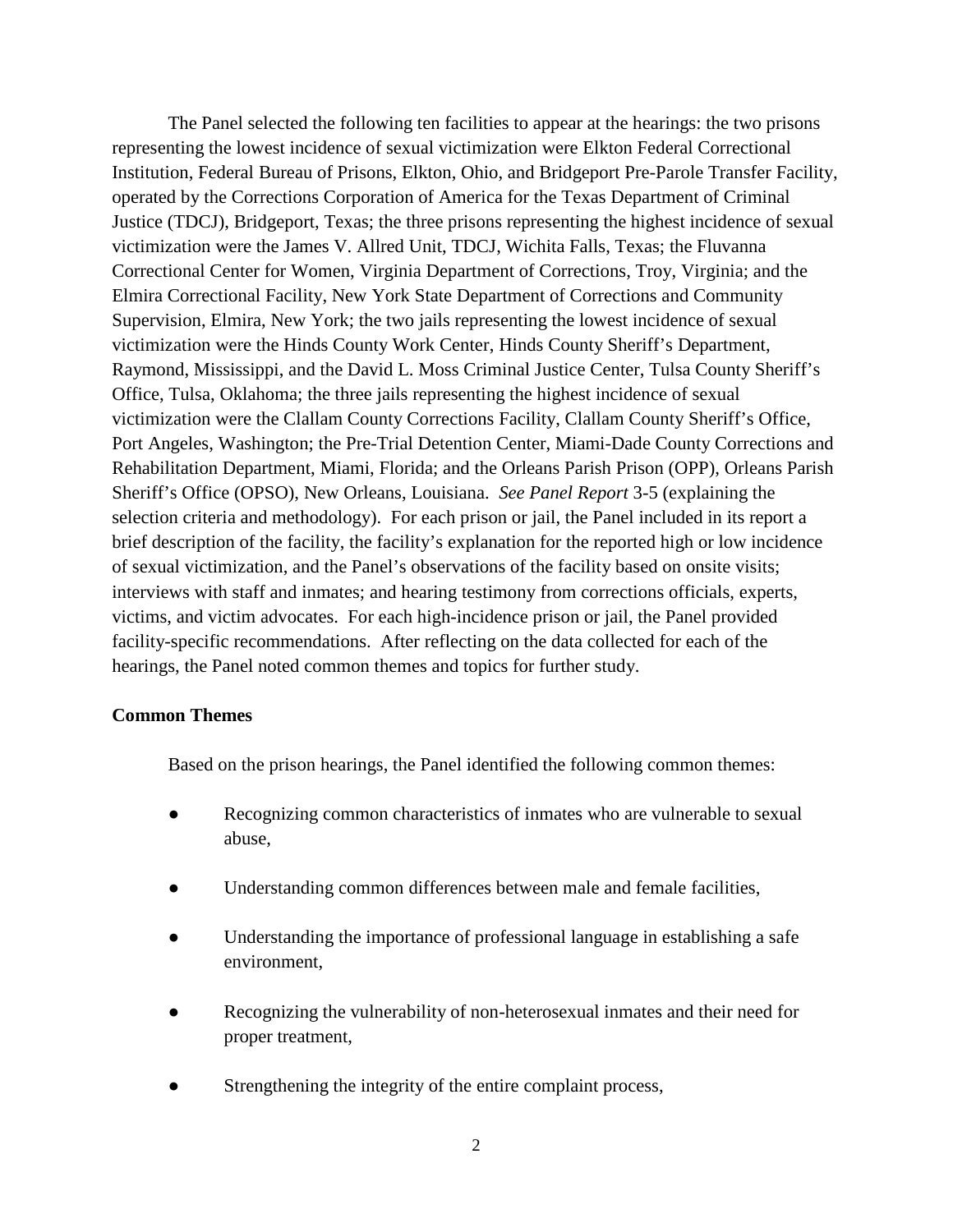The Panel selected the following ten facilities to appear at the hearings: the two prisons representing the lowest incidence of sexual victimization were Elkton Federal Correctional Institution, Federal Bureau of Prisons, Elkton, Ohio, and Bridgeport Pre-Parole Transfer Facility, operated by the Corrections Corporation of America for the Texas Department of Criminal Justice (TDCJ), Bridgeport, Texas; the three prisons representing the highest incidence of sexual victimization were the James V. Allred Unit, TDCJ, Wichita Falls, Texas; the Fluvanna Correctional Center for Women, Virginia Department of Corrections, Troy, Virginia; and the Elmira Correctional Facility, New York State Department of Corrections and Community Supervision, Elmira, New York; the two jails representing the lowest incidence of sexual victimization were the Hinds County Work Center, Hinds County Sheriff's Department, Raymond, Mississippi, and the David L. Moss Criminal Justice Center, Tulsa County Sheriff's Office, Tulsa, Oklahoma; the three jails representing the highest incidence of sexual victimization were the Clallam County Corrections Facility, Clallam County Sheriff's Office, Port Angeles, Washington; the Pre-Trial Detention Center, Miami-Dade County Corrections and Rehabilitation Department, Miami, Florida; and the Orleans Parish Prison (OPP), Orleans Parish Sheriff's Office (OPSO), New Orleans, Louisiana. *See Panel Report* 3-5 (explaining the selection criteria and methodology). For each prison or jail, the Panel included in its report a brief description of the facility, the facility's explanation for the reported high or low incidence of sexual victimization, and the Panel's observations of the facility based on onsite visits; interviews with staff and inmates; and hearing testimony from corrections officials, experts, victims, and victim advocates. For each high-incidence prison or jail, the Panel provided facility-specific recommendations. After reflecting on the data collected for each of the hearings, the Panel noted common themes and topics for further study.

**Common Themes**

Based on the prison hearings, the Panel identified the following common themes:

- Recognizing common characteristics of inmates who are vulnerable to sexual abuse,
- Understanding common differences between male and female facilities,
- Understanding the importance of professional language in establishing a safe environment,
- Recognizing the vulnerability of non-heterosexual inmates and their need for proper treatment,
- Strengthening the integrity of the entire complaint process,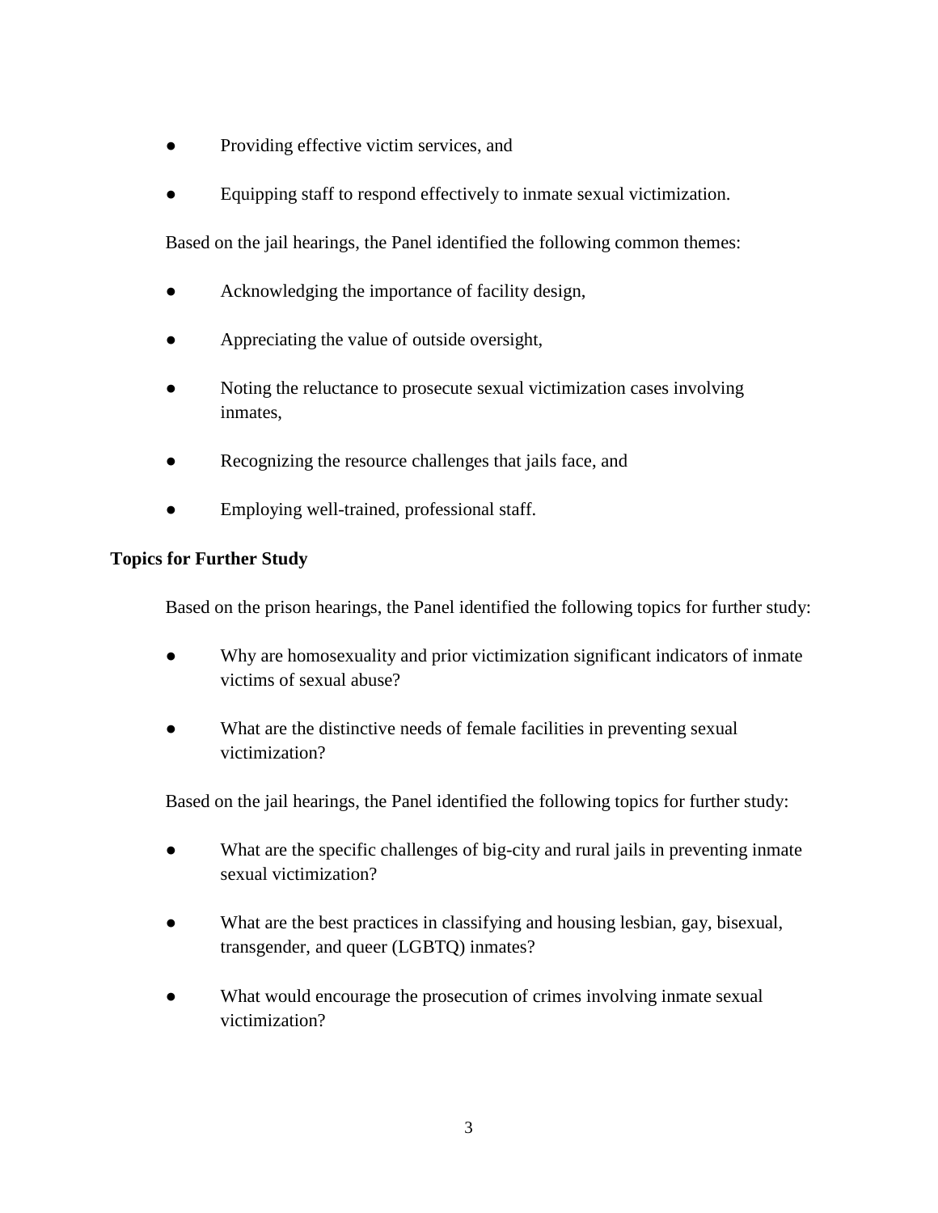- Providing effective victim services, and
- Equipping staff to respond effectively to inmate sexual victimization.

Based on the jail hearings, the Panel identified the following common themes:

- Acknowledging the importance of facility design,
- Appreciating the value of outside oversight,
- Noting the reluctance to prosecute sexual victimization cases involving inmates,
- Recognizing the resource challenges that jails face, and
- Employing well-trained, professional staff.

**Topics for Further Study**

Based on the prison hearings, the Panel identified the following topics for further study:

- Why are homosexuality and prior victimization significant indicators of inmate victims of sexual abuse?
- What are the distinctive needs of female facilities in preventing sexual victimization?

Based on the jail hearings, the Panel identified the following topics for further study:

- What are the specific challenges of big-city and rural jails in preventing inmate sexual victimization?
- What are the best practices in classifying and housing lesbian, gay, bisexual, transgender, and queer (LGBTQ) inmates?
- What would encourage the prosecution of crimes involving inmate sexual victimization?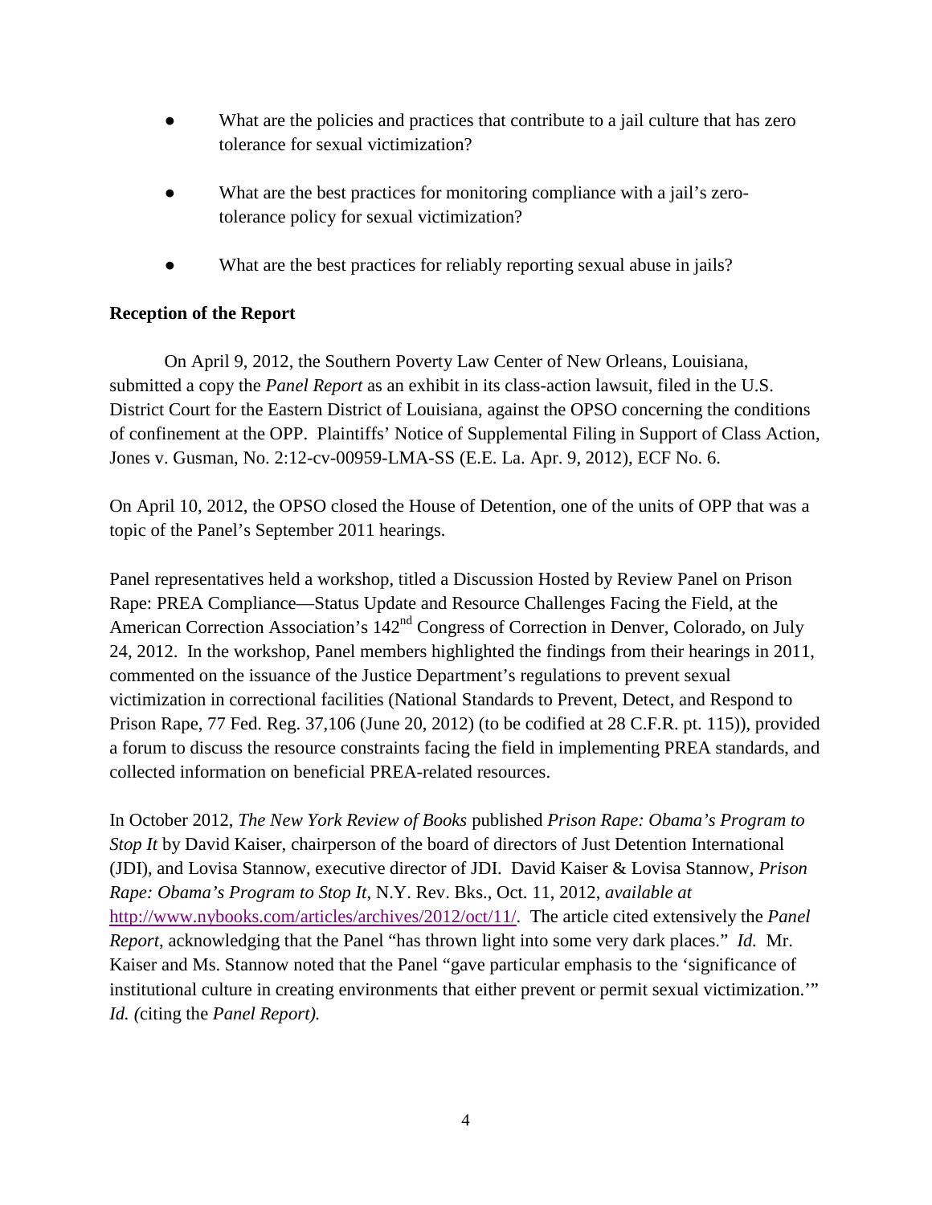- What are the policies and practices that contribute to a jail culture that has zero tolerance for sexual victimization?
- What are the best practices for monitoring compliance with a jail's zero-tolerance policy for sexual victimization?
- What are the best practices for reliably reporting sexual abuse in jails?

**Reception of the Report**

On April 9, 2012, the Southern Poverty Law Center of New Orleans, Louisiana, submitted a copy the *Panel Report* as an exhibit in its class-action lawsuit, filed in the U.S. District Court for the Eastern District of Louisiana, against the OPSO concerning the conditions of confinement at the OPP. Plaintiffs' Notice of Supplemental Filing in Support of Class Action, Jones v. Gusman, No. 2:12-cv-00959-LMA-SS (E.E. La. Apr. 9, 2012), ECF No. 6.

On April 10, 2012, the OPSO closed the House of Detention, one of the units of OPP that was a topic of the Panel's September 2011 hearings.

Panel representatives held a workshop, titled a Discussion Hosted by Review Panel on Prison Rape: PREA Compliance—Status Update and Resource Challenges Facing the Field, at the American Correction Association's 142nd Congress of Correction in Denver, Colorado, on July 24, 2012. In the workshop, Panel members highlighted the findings from their hearings in 2011, commented on the issuance of the Justice Department's regulations to prevent sexual victimization in correctional facilities (National Standards to Prevent, Detect, and Respond to Prison Rape, 77 Fed. Reg. 37,106 (June 20, 2012) (to be codified at 28 C.F.R. pt. 115)), provided a forum to discuss the resource constraints facing the field in implementing PREA standards, and collected information on beneficial PREA-related resources.

In October 2012, *The New York Review of Books* published *Prison Rape: Obama's Program to Stop It* by David Kaiser, chairperson of the board of directors of Just Detention International (JDI), and Lovisa Stannow, executive director of JDI. David Kaiser & Lovisa Stannow, *Prison Rape: Obama's Program to Stop It*, N.Y. Rev. Bks., Oct. 11, 2012, *available at* http://www.nybooks.com/articles/archives/2012/oct/11/. The article cited extensively the *Panel Report*, acknowledging that the Panel "has thrown light into some very dark places." *Id.* Mr. Kaiser and Ms. Stannow noted that the Panel "gave particular emphasis to the 'significance of institutional culture in creating environments that either prevent or permit sexual victimization.'" *Id. (*citing the *Panel Report).*